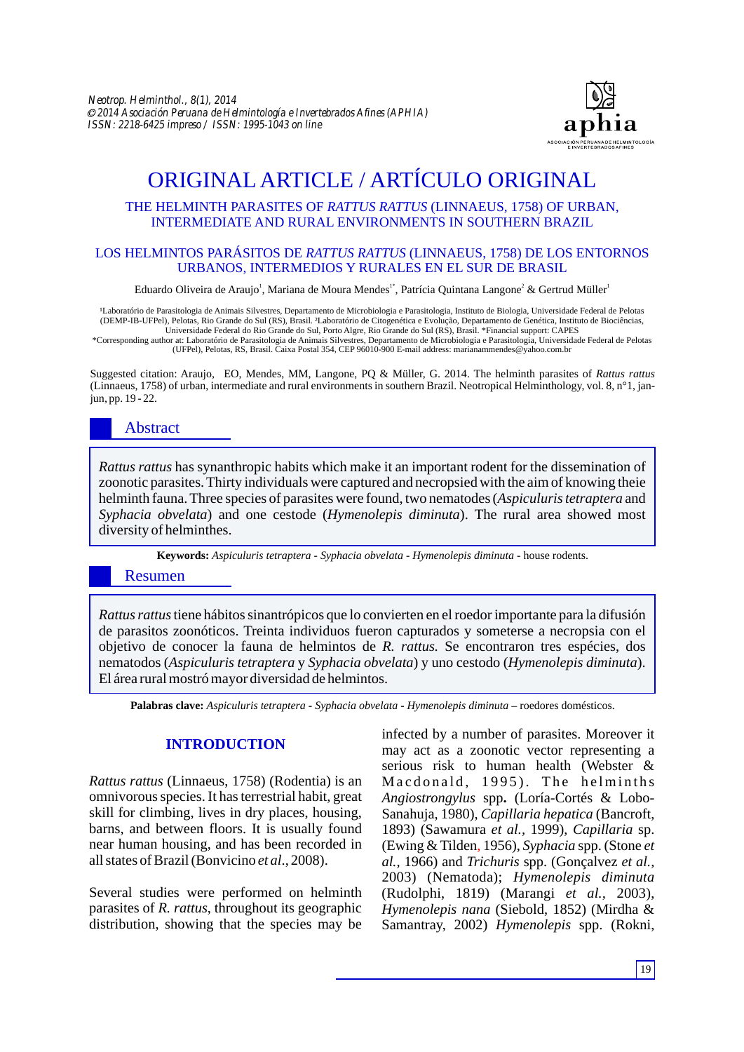ORIGINAL ARTICLE / ARTÍCULO ORIGINAL

# THE HELMINTH PARASITES OF *RATTUS RATTUS* (LINNAEUS, 1758) OF URBAN, INTERMEDIATE AND RURAL ENVIRONMENTS IN SOUTHERN BRAZIL

# LOS HELMINTOS PARÁSITOS DE *RATTUS RATTUS* (LINNAEUS, 1758) DE LOS ENTORNOS URBANOS, INTERMEDIOS Y RURALES EN EL SUR DE BRASIL

Eduardo Oliveira de Araujo[1], Mariana de Moura Mendes[1*], Patrícia Quintana Langone[2] & Gertrud Müller[1]

[1]Laboratório de Parasitologia de Animais Silvestres, Departamento de Microbiologia e Parasitologia, Instituto de Biologia, Universidade Federal de Pelotas (DEMP-IB-UFPel), Pelotas, Rio Grande do Sul (RS), Brasil. [2]Laboratório de Citogenética e Evolução, Departamento de Genética, Instituto de Biociências, Universidade Federal do Rio Grande do Sul, Porto Algre, Rio Grande do Sul (RS), Brasil. *Financial support: CAPES
*Corresponding author at: Laboratório de Parasitologia de Animais Silvestres, Departamento de Microbiologia e Parasitologia, Universidade Federal de Pelotas (UFPel), Pelotas, RS, Brasil. Caixa Postal 354, CEP 96010-900 E-mail address: marianammendes@yahoo.com.br

Suggested citation: Araujo, EO, Mendes, MM, Langone, PQ & Müller, G. 2014. The helminth parasites of *Rattus rattus* (Linnaeus, 1758) of urban, intermediate and rural environments in southern Brazil. Neotropical Helminthology, vol. 8, n°1, jan-jun, pp. 19 - 22.

## Abstract

*Rattus rattus* has synanthropic habits which make it an important rodent for the dissemination of zoonotic parasites. Thirty individuals were captured and necropsied with the aim of knowing theie helminth fauna. Three species of parasites were found, two nematodes (*Aspiculuris tetraptera* and *Syphacia obvelata*) and one cestode (*Hymenolepis diminuta*). The rural area showed most diversity of helminthes.

**Keywords:** *Aspiculuris tetraptera - Syphacia obvelata - Hymenolepis diminuta* - house rodents.

## Resumen

*Rattus rattus* tiene hábitos sinantrópicos que lo convierten en el roedor importante para la difusión de parasitos zoonóticos. Treinta individuos fueron capturados y someterse a necropsia con el objetivo de conocer la fauna de helmintos de *R. rattus.* Se encontraron tres espécies, dos nematodos (*Aspiculuris tetraptera* y *Syphacia obvelata*) y uno cestodo (*Hymenolepis diminuta*). El área rural mostró mayor diversidad de helmintos.

**Palabras clave:** *Aspiculuris tetraptera - Syphacia obvelata - Hymenolepis diminuta* – roedores domésticos.

## INTRODUCTION

*Rattus rattus* (Linnaeus, 1758) (Rodentia) is an omnivorous species. It has terrestrial habit, great skill for climbing, lives in dry places, housing, barns, and between floors. It is usually found near human housing, and has been recorded in all states of Brazil (Bonvicino *et al*., 2008).

Several studies were performed on helminth parasites of *R. rattus*, throughout its geographic distribution, showing that the species may be infected by a number of parasites. Moreover it may act as a zoonotic vector representing a serious risk to human health (Webster & Macdonald, 1995). The helminths *Angiostrongylus* spp**.** (Loría-Cortés & Lobo-Sanahuja, 1980), *Capillaria hepatica* (Bancroft, 1893) (Sawamura *et al.*, 1999), *Capillaria* sp. (Ewing & Tilden, 1956), *Syphacia* spp. (Stone *et al.*, 1966) and *Trichuris* spp. (Gonçalvez *et al.,* 2003) (Nematoda); *Hymenolepis diminuta* (Rudolphi, 1819) (Marangi *et al.,* 2003), *Hymenolepis nana* (Siebold, 1852) (Mirdha & Samantray, 2002) *Hymenolepis* spp. (Rokni,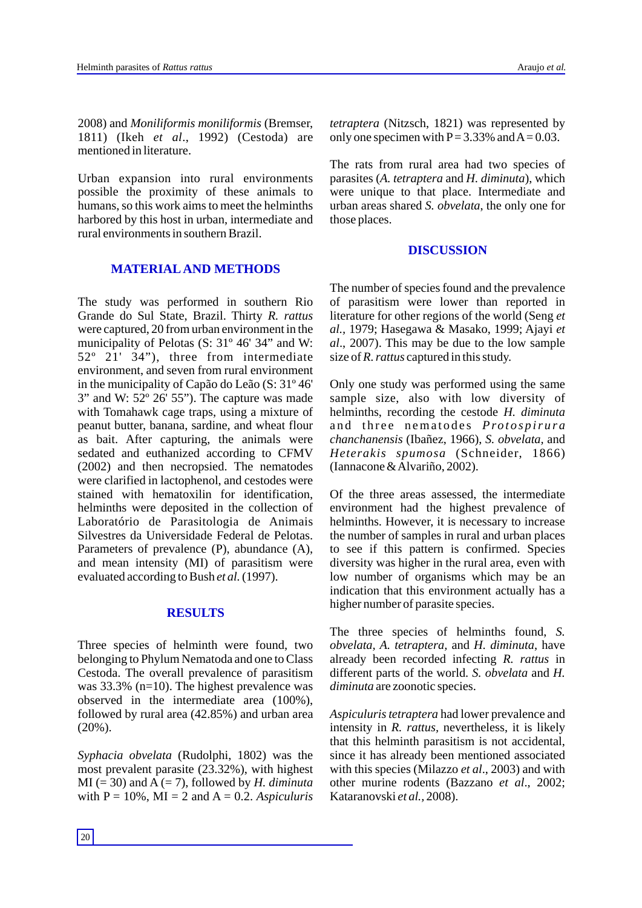2008) and *Moniliformis moniliformis* (Bremser, 1811) (Ikeh *et al*., 1992) (Cestoda) are mentioned in literature.

Urban expansion into rural environments possible the proximity of these animals to humans, so this work aims to meet the helminths harbored by this host in urban, intermediate and rural environments in southern Brazil.

## MATERIAL AND METHODS

The study was performed in southern Rio Grande do Sul State, Brazil. Thirty *R. rattus* were captured, 20 from urban environment in the municipality of Pelotas (S: 31º 46' 34" and W: 52º 21' 34"), three from intermediate environment, and seven from rural environment in the municipality of Capão do Leão (S: 31º 46' 3" and W: 52º 26' 55"). The capture was made with Tomahawk cage traps, using a mixture of peanut butter, banana, sardine, and wheat flour as bait. After capturing, the animals were sedated and euthanized according to CFMV (2002) and then necropsied. The nematodes were clarified in lactophenol, and cestodes were stained with hematoxilin for identification, helminths were deposited in the collection of Laboratório de Parasitologia de Animais Silvestres da Universidade Federal de Pelotas. Parameters of prevalence (P), abundance (A), and mean intensity (MI) of parasitism were evaluated according to Bush *et al.* (1997).

## RESULTS

Three species of helminth were found, two belonging to Phylum Nematoda and one to Class Cestoda. The overall prevalence of parasitism was 33.3% (n=10). The highest prevalence was observed in the intermediate area (100%), followed by rural area (42.85%) and urban area (20%).

*Syphacia obvelata* (Rudolphi, 1802) was the most prevalent parasite (23.32%), with highest MI (= 30) and A (= 7), followed by *H. diminuta* with P = 10%, MI = 2 and A = 0.2. *Aspiculuris tetraptera* (Nitzsch, 1821) was represented by only one specimen with P = 3.33% and A = 0.03.

The rats from rural area had two species of parasites (*A. tetraptera* and *H. diminuta*), which were unique to that place. Intermediate and urban areas shared *S. obvelata*, the only one for those places.

## DISCUSSION

The number of species found and the prevalence of parasitism were lower than reported in literature for other regions of the world (Seng *et al.*, 1979; Hasegawa & Masako, 1999; Ajayi *et al*., 2007). This may be due to the low sample size of *R. rattus* captured in this study.

Only one study was performed using the same sample size, also with low diversity of helminths, recording the cestode *H. diminuta* and three nematodes *Protospirura chanchanensis* (Ibañez, 1966), *S. obvelata*, and *Heterakis spumosa* (Schneider, 1866) (Iannacone & Alvariño, 2002).

Of the three areas assessed, the intermediate environment had the highest prevalence of helminths. However, it is necessary to increase the number of samples in rural and urban places to see if this pattern is confirmed. Species diversity was higher in the rural area, even with low number of organisms which may be an indication that this environment actually has a higher number of parasite species.

The three species of helminths found, *S. obvelata, A. tetraptera,* and *H. diminuta*, have already been recorded infecting *R. rattus* in different parts of the world. *S. obvelata* and *H. diminuta* are zoonotic species.

*Aspiculuris tetraptera* had lower prevalence and intensity in *R. rattus*, nevertheless, it is likely that this helminth parasitism is not accidental, since it has already been mentioned associated with this species (Milazzo *et al*., 2003) and with other murine rodents (Bazzano *et al*., 2002; Kataranovski *et al.*, 2008).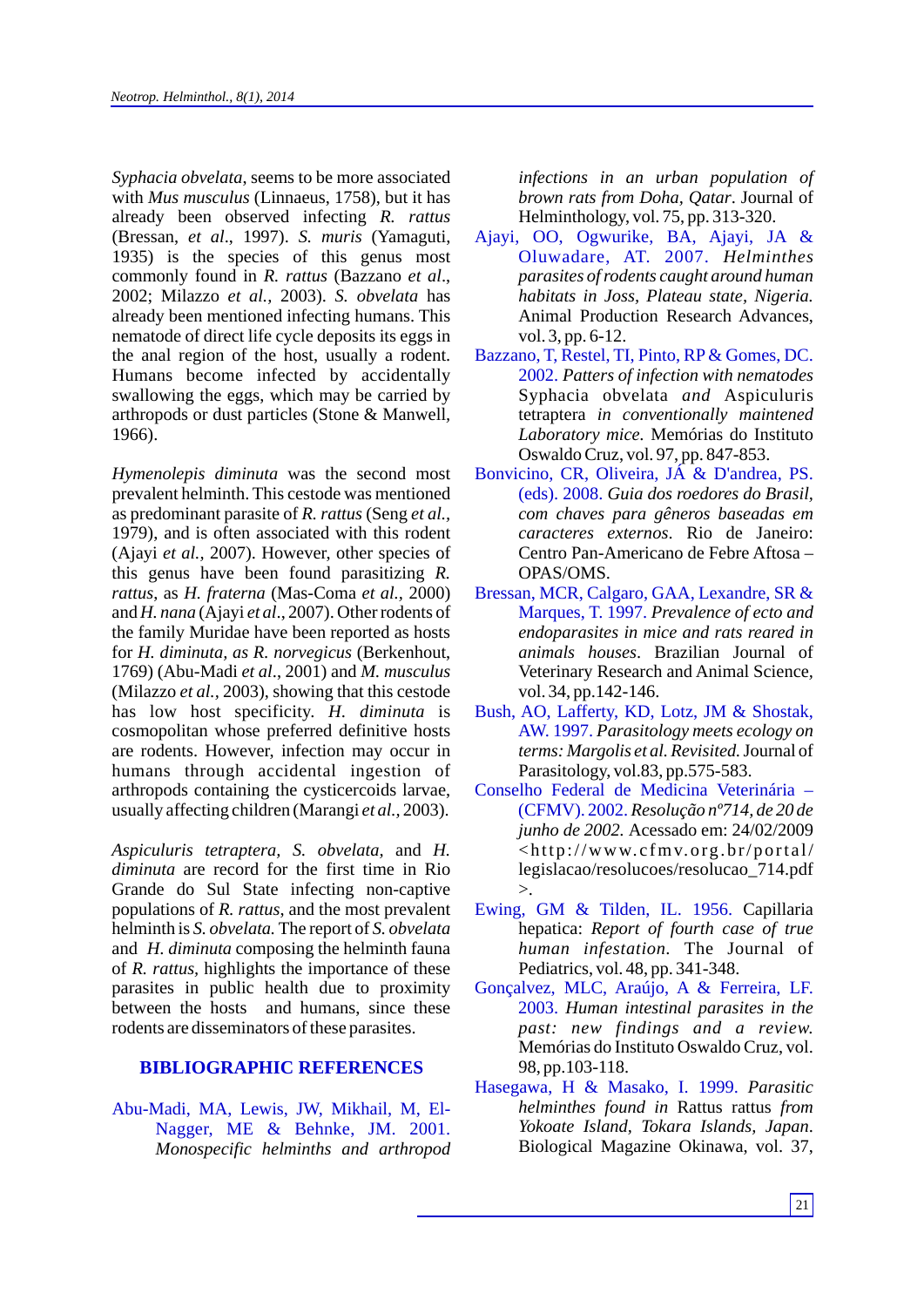*Syphacia obvelata*, seems to be more associated with *Mus musculus* (Linnaeus, 1758), but it has already been observed infecting *R. rattus* (Bressan, *et al*., 1997). *S. muris* (Yamaguti, 1935) is the species of this genus most commonly found in *R. rattus* (Bazzano *et al*., 2002; Milazzo *et al.,* 2003). *S. obvelata* has already been mentioned infecting humans. This nematode of direct life cycle deposits its eggs in the anal region of the host, usually a rodent. Humans become infected by accidentally swallowing the eggs, which may be carried by arthropods or dust particles (Stone & Manwell, 1966).

*Hymenolepis diminuta* was the second most prevalent helminth. This cestode was mentioned as predominant parasite of *R. rattus* (Seng *et al.,* 1979), and is often associated with this rodent (Ajayi *et al.,* 2007). However, other species of this genus have been found parasitizing *R. rattus*, as *H. fraterna* (Mas-Coma *et al.,* 2000) and *H. nana* (Ajayi *et al*., 2007). Other rodents of the family Muridae have been reported as hosts for *H. diminuta, as R. norvegicus* (Berkenhout, 1769) (Abu-Madi *et al*., 2001) and *M. musculus* (Milazzo *et al.,* 2003), showing that this cestode has low host specificity. *H. diminuta* is cosmopolitan whose preferred definitive hosts are rodents. However, infection may occur in humans through accidental ingestion of arthropods containing the cysticercoids larvae, usually affecting children (Marangi *et al.,* 2003).

*Aspiculuris tetraptera*, *S. obvelata*, and *H. diminuta* are record for the first time in Rio Grande do Sul State infecting non-captive populations of *R. rattus*, and the most prevalent helminth is *S. obvelata.* The report of *S. obvelata* and *H. diminuta* composing the helminth fauna of *R. rattus*, highlights the importance of these parasites in public health due to proximity between the hosts and humans, since these rodents are disseminators of these parasites.

## BIBLIOGRAPHIC REFERENCES

Abu-Madi, MA, Lewis, JW, Mikhail, M, El-Nagger, ME & Behnke, JM. 2001. *Monospecific helminths and arthropod infections in an urban population of brown rats from Doha, Qatar*. Journal of Helminthology, vol. 75, pp. 313-320.

Ajayi, OO, Ogwurike, BA, Ajayi, JA & Oluwadare, AT. 2007. *Helminthes parasites of rodents caught around human habitats in Joss, Plateau state, Nigeria.* Animal Production Research Advances, vol. 3, pp. 6-12.

Bazzano, T, Restel, TI, Pinto, RP & Gomes, DC. 2002. *Patters of infection with nematodes* Syphacia obvelata *and* Aspiculuris tetraptera *in conventionally maintened Laboratory mice.* Memórias do Instituto Oswaldo Cruz, vol. 97, pp. 847-853.

Bonvicino, CR, Oliveira, JÁ & D'andrea, PS. (eds). 2008. *Guia dos roedores do Brasil, com chaves para gêneros baseadas em caracteres externos*. Rio de Janeiro: Centro Pan-Americano de Febre Aftosa – OPAS/OMS.

Bressan, MCR, Calgaro, GAA, Lexandre, SR & Marques, T. 1997. *Prevalence of ecto and endoparasites in mice and rats reared in animals houses*. Brazilian Journal of Veterinary Research and Animal Science, vol. 34, pp.142-146.

Bush, AO, Lafferty, KD, Lotz, JM & Shostak, AW. 1997. *Parasitology meets ecology on terms: Margolis et al. Revisited.* Journal of Parasitology, vol.83, pp.575-583.

Conselho Federal de Medicina Veterinária – (CFMV). 2002. *Resolução nº714, de 20 de junho de 2002.* Acessado em: 24/02/2009 <http://www.cfmv.org.br/portal/legislacao/resolucoes/resolucao_714.pdf>.

Ewing, GM & Tilden, IL. 1956. Capillaria hepatica: *Report of fourth case of true human infestation*. The Journal of Pediatrics, vol. 48, pp. 341-348.

Gonçalvez, MLC, Araújo, A & Ferreira, LF. 2003. *Human intestinal parasites in the past: new findings and a review.* Memórias do Instituto Oswaldo Cruz, vol. 98, pp.103-118.

Hasegawa, H & Masako, I. 1999. *Parasitic helminthes found in* Rattus rattus *from Yokoate Island, Tokara Islands, Japan*. Biological Magazine Okinawa, vol. 37,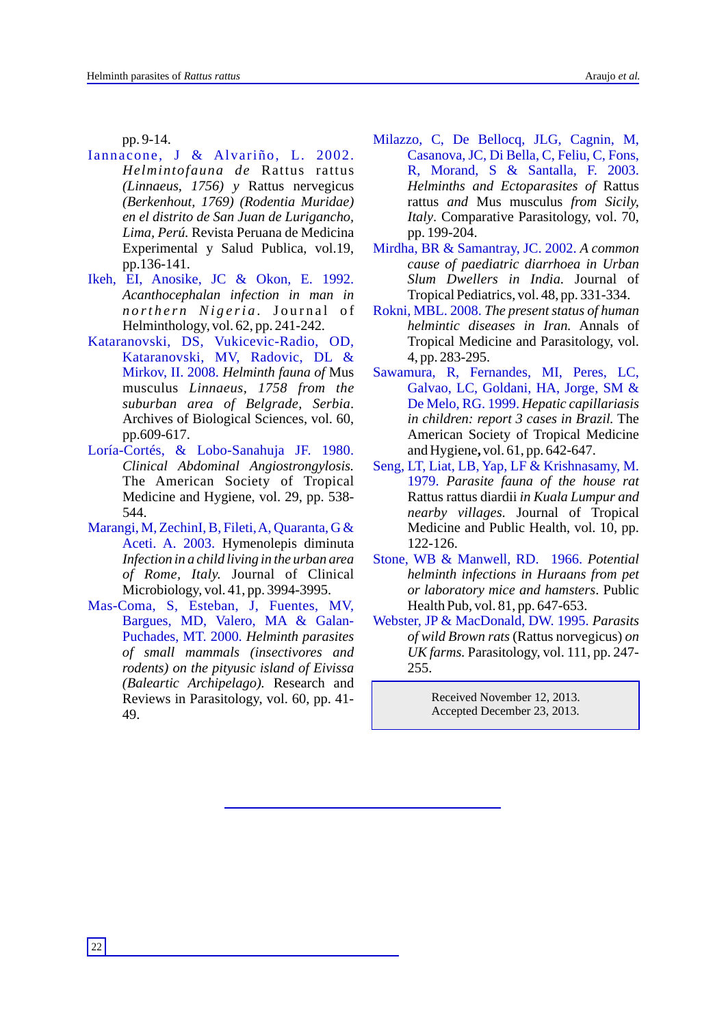pp. 9-14.

Iannacone, J & Alvariño, L. 2002. *Helmintofauna de* Rattus rattus *(Linnaeus, 1756) y* Rattus nervegicus *(Berkenhout, 1769) (Rodentia Muridae) en el distrito de San Juan de Lurigancho, Lima, Perú.* Revista Peruana de Medicina Experimental y Salud Publica, vol.19, pp.136-141.

Ikeh, EI, Anosike, JC & Okon, E. 1992. *Acanthocephalan infection in man in northern Nigeria*. Journal of Helminthology, vol. 62, pp. 241-242.

Kataranovski, DS, Vukicevic-Radio, OD, Kataranovski, MV, Radovic, DL & Mirkov, II. 2008. *Helminth fauna of* Mus musculus *Linnaeus, 1758 from the suburban area of Belgrade, Serbia*. Archives of Biological Sciences, vol. 60, pp.609-617.

Loría-Cortés, & Lobo-Sanahuja JF. 1980. *Clinical Abdominal Angiostrongylosis.* The American Society of Tropical Medicine and Hygiene, vol. 29, pp. 538-544.

Marangi, M, ZechinI, B, Fileti, A, Quaranta, G & Aceti. A. 2003. Hymenolepis diminuta *Infection in a child living in the urban area of Rome, Italy.* Journal of Clinical Microbiology, vol. 41, pp. 3994-3995.

Mas-Coma, S, Esteban, J, Fuentes, MV, Bargues, MD, Valero, MA & Galan-Puchades, MT. 2000. *Helminth parasites of small mammals (insectivores and rodents) on the pityusic island of Eivissa (Baleartic Archipelago).* Research and Reviews in Parasitology, vol. 60, pp. 41-49.

Milazzo, C, De Bellocq, JLG, Cagnin, M, Casanova, JC, Di Bella, C, Feliu, C, Fons, R, Morand, S & Santalla, F. 2003. *Helminths and Ectoparasites of* Rattus rattus *and* Mus musculus *from Sicily, Italy*. Comparative Parasitology, vol. 70, pp. 199-204.

Mirdha, BR & Samantray, JC. 2002. *A common cause of paediatric diarrhoea in Urban Slum Dwellers in India.* Journal of Tropical Pediatrics, vol. 48, pp. 331-334.

Rokni, MBL. 2008. *The present status of human helmintic diseases in Iran.* Annals of Tropical Medicine and Parasitology, vol. 4, pp. 283-295.

Sawamura, R, Fernandes, MI, Peres, LC, Galvao, LC, Goldani, HA, Jorge, SM & De Melo, RG. 1999. *Hepatic capillariasis in children: report 3 cases in Brazil.* The American Society of Tropical Medicine and Hygiene**,** vol. 61, pp. 642-647.

Seng, LT, Liat, LB, Yap, LF & Krishnasamy, M. 1979. *Parasite fauna of the house rat* Rattus rattus diardii *in Kuala Lumpur and nearby villages.* Journal of Tropical Medicine and Public Health, vol. 10, pp. 122-126.

Stone, WB & Manwell, RD. 1966. *Potential helminth infections in Huraans from pet or laboratory mice and hamsters*. Public Health Pub, vol. 81, pp. 647-653.

Webster, JP & MacDonald, DW. 1995. *Parasits of wild Brown rats* (Rattus norvegicus) *on UK farms.* Parasitology, vol. 111, pp. 247-255.

Received November 12, 2013.
Accepted December 23, 2013.